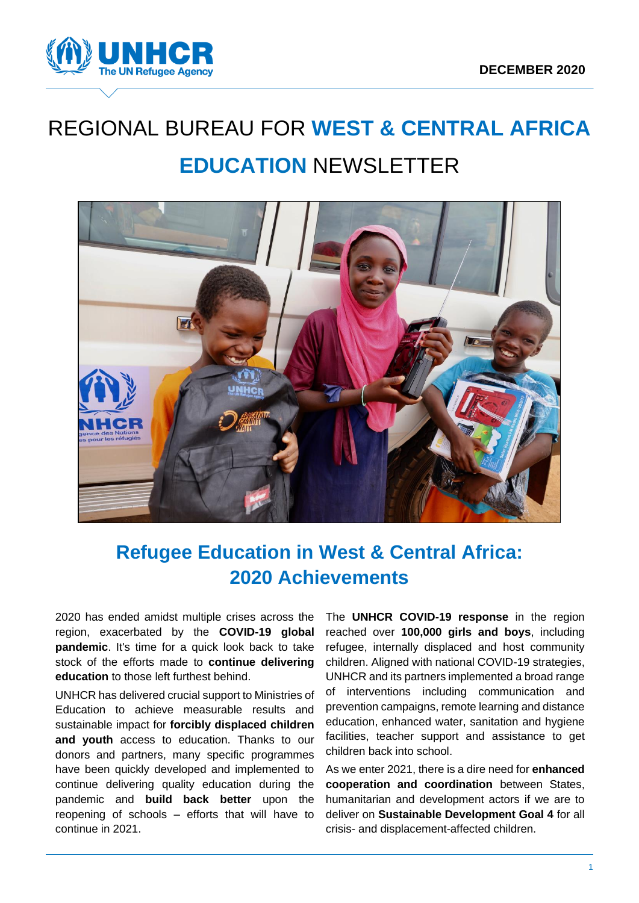DECEMBER 2020

# REGIONAL BUREAU FOR **WEST & CENTRAL AFRICA**

# **EDUCATION** NEWSLETTER

## Refugee Education in West & Central Africa: 2020 Achievements

2020 has ended amidst multiple crises across the region, exacerbated by the **COVID-19 global pandemic**. It's time for a quick look back to take stock of the efforts made to **continue delivering education** to those left furthest behind.

UNHCR has delivered crucial support to Ministries of Education to achieve measurable results and sustainable impact for **forcibly displaced children and youth** access to education. Thanks to our donors and partners, many specific programmes have been quickly developed and implemented to continue delivering quality education during the pandemic and **build back better** upon the reopening of schools – efforts that will have to continue in 2021.

The **UNHCR COVID-19 response** in the region reached over **100,000 girls and boys**, including refugee, internally displaced and host community children. Aligned with national COVID-19 strategies, UNHCR and its partners implemented a broad range of interventions including communication and prevention campaigns, remote learning and distance education, enhanced water, sanitation and hygiene facilities, teacher support and assistance to get children back into school.

As we enter 2021, there is a dire need for **enhanced cooperation and coordination** between States, humanitarian and development actors if we are to deliver on **Sustainable Development Goal 4** for all crisis- and displacement-affected children.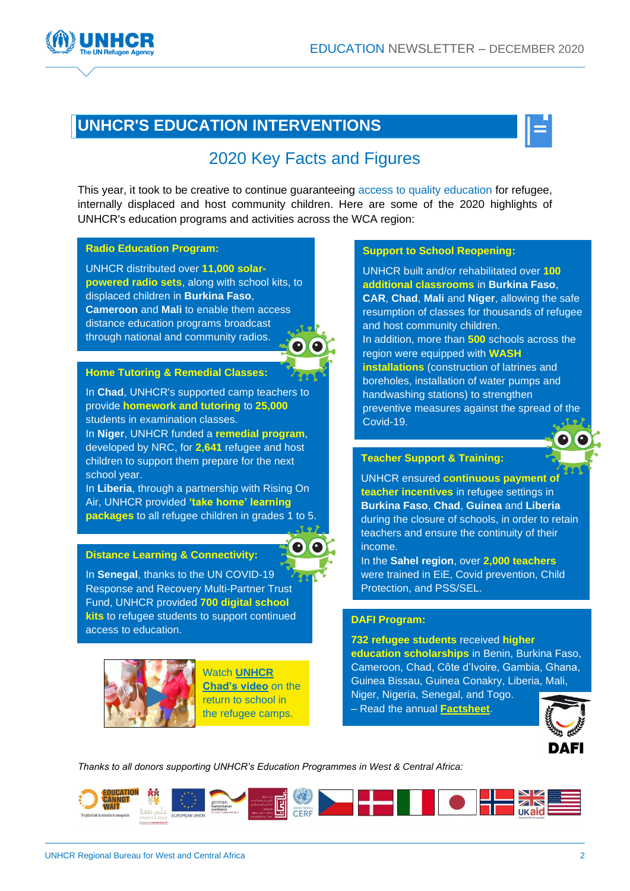## UNHCR'S EDUCATION INTERVENTIONS

### 2020 Key Facts and Figures

This year, it took to be creative to continue guaranteeing access to quality education for refugee, internally displaced and host community children. Here are some of the 2020 highlights of UNHCR's education programs and activities across the WCA region:

**Radio Education Program:**

UNHCR distributed over **11,000 solar-powered radio sets**, along with school kits, to displaced children in **Burkina Faso**, **Cameroon** and **Mali** to enable them access distance education programs broadcast through national and community radios.

**Home Tutoring & Remedial Classes:**

In **Chad**, UNHCR's supported camp teachers to provide **homework and tutoring** to **25,000** students in examination classes.

In **Niger**, UNHCR funded a **remedial program**, developed by NRC, for **2,641** refugee and host children to support them prepare for the next school year.

In **Liberia**, through a partnership with Rising On Air, UNHCR provided **'take home' learning packages** to all refugee children in grades 1 to 5.

**Distance Learning & Connectivity:**

In **Senegal**, thanks to the UN COVID-19 Response and Recovery Multi-Partner Trust Fund, UNHCR provided **700 digital school kits** to refugee students to support continued access to education.

Watch UNHCR Chad's video on the return to school in the refugee camps.

**Support to School Reopening:**

UNHCR built and/or rehabilitated over **100 additional classrooms** in **Burkina Faso**, **CAR**, **Chad**, **Mali** and **Niger**, allowing the safe resumption of classes for thousands of refugee and host community children.

In addition, more than **500** schools across the region were equipped with **WASH installations** (construction of latrines and boreholes, installation of water pumps and handwashing stations) to strengthen preventive measures against the spread of the Covid-19.

**Teacher Support & Training:**

UNHCR ensured **continuous payment of teacher incentives** in refugee settings in **Burkina Faso**, **Chad**, **Guinea** and **Liberia** during the closure of schools, in order to retain teachers and ensure the continuity of their income.

In the **Sahel region**, over **2,000 teachers** were trained in EiE, Covid prevention, Child Protection, and PSS/SEL.

**DAFI Program:**

**732 refugee students** received **higher education scholarships** in Benin, Burkina Faso, Cameroon, Chad, Côte d'Ivoire, Gambia, Ghana, Guinea Bissau, Guinea Conakry, Liberia, Mali, Niger, Nigeria, Senegal, and Togo.
– Read the annual Factsheet.

*Thanks to all donors supporting UNHCR's Education Programmes in West & Central Africa:*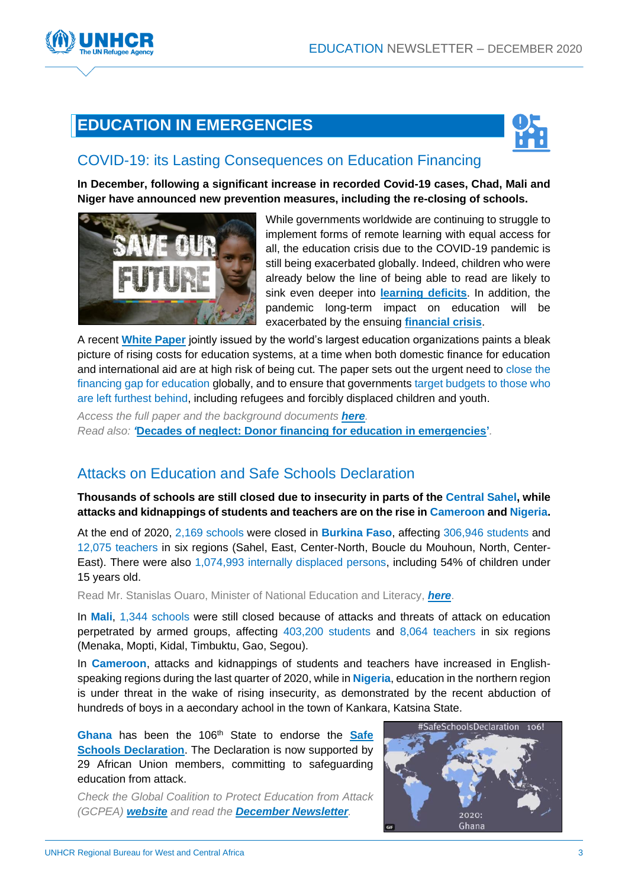# EDUCATION IN EMERGENCIES

## COVID-19: its Lasting Consequences on Education Financing

**In December, following a significant increase in recorded Covid-19 cases, Chad, Mali and Niger have announced new prevention measures, including the re-closing of schools.**

While governments worldwide are continuing to struggle to implement forms of remote learning with equal access for all, the education crisis due to the COVID-19 pandemic is still being exacerbated globally. Indeed, children who were already below the line of being able to read are likely to sink even deeper into **learning deficits**. In addition, the pandemic long-term impact on education will be exacerbated by the ensuing **financial crisis**.

A recent **White Paper** jointly issued by the world's largest education organizations paints a bleak picture of rising costs for education systems, at a time when both domestic finance for education and international aid are at high risk of being cut. The paper sets out the urgent need to close the financing gap for education globally, and to ensure that governments target budgets to those who are left furthest behind, including refugees and forcibly displaced children and youth.

*Access the full paper and the background documents* ***here****.*
*Read also:* ***'Decades of neglect: Donor financing for education in emergencies'****.*

## Attacks on Education and Safe Schools Declaration

**Thousands of schools are still closed due to insecurity in parts of the Central Sahel, while attacks and kidnappings of students and teachers are on the rise in Cameroon and Nigeria.**

At the end of 2020, 2,169 schools were closed in **Burkina Faso**, affecting 306,946 students and 12,075 teachers in six regions (Sahel, East, Center-North, Boucle du Mouhoun, North, Center-East). There were also 1,074,993 internally displaced persons, including 54% of children under 15 years old.

Read Mr. Stanislas Ouaro, Minister of National Education and Literacy, ***here***.

In **Mali**, 1,344 schools were still closed because of attacks and threats of attack on education perpetrated by armed groups, affecting 403,200 students and 8,064 teachers in six regions (Menaka, Mopti, Kidal, Timbuktu, Gao, Segou).

In **Cameroon**, attacks and kidnappings of students and teachers have increased in English-speaking regions during the last quarter of 2020, while in **Nigeria**, education in the northern region is under threat in the wake of rising insecurity, as demonstrated by the recent abduction of hundreds of boys in a aecondary achool in the town of Kankara, Katsina State.

**Ghana** has been the 106th State to endorse the **Safe Schools Declaration**. The Declaration is now supported by 29 African Union members, committing to safeguarding education from attack.

*Check the Global Coalition to Protect Education from Attack (GCPEA)* ***website*** *and read the* ***December Newsletter****.*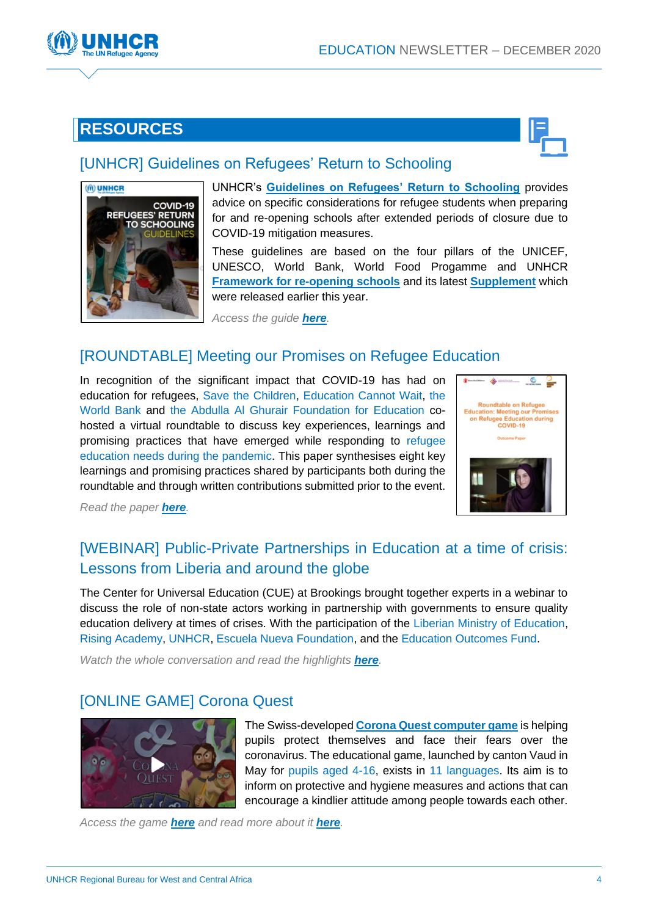## RESOURCES

### [UNHCR] Guidelines on Refugees' Return to Schooling

UNHCR's **Guidelines on Refugees' Return to Schooling** provides advice on specific considerations for refugee students when preparing for and re-opening schools after extended periods of closure due to COVID-19 mitigation measures.

These guidelines are based on the four pillars of the UNICEF, UNESCO, World Bank, World Food Progamme and UNHCR **Framework for re-opening schools** and its latest **Supplement** which were released earlier this year.

*Access the guide **here**.*

### [ROUNDTABLE] Meeting our Promises on Refugee Education

In recognition of the significant impact that COVID-19 has had on education for refugees, Save the Children, Education Cannot Wait, the World Bank and the Abdulla Al Ghurair Foundation for Education co-hosted a virtual roundtable to discuss key experiences, learnings and promising practices that have emerged while responding to refugee education needs during the pandemic. This paper synthesises eight key learnings and promising practices shared by participants both during the roundtable and through written contributions submitted prior to the event.

*Read the paper **here**.*

### [WEBINAR] Public-Private Partnerships in Education at a time of crisis: Lessons from Liberia and around the globe

The Center for Universal Education (CUE) at Brookings brought together experts in a webinar to discuss the role of non-state actors working in partnership with governments to ensure quality education delivery at times of crises. With the participation of the Liberian Ministry of Education, Rising Academy, UNHCR, Escuela Nueva Foundation, and the Education Outcomes Fund.

*Watch the whole conversation and read the highlights **here**.*

### [ONLINE GAME] Corona Quest

The Swiss-developed **Corona Quest computer game** is helping pupils protect themselves and face their fears over the coronavirus. The educational game, launched by canton Vaud in May for pupils aged 4-16, exists in 11 languages. Its aim is to inform on protective and hygiene measures and actions that can encourage a kindlier attitude among people towards each other.

*Access the game **here** and read more about it **here**.*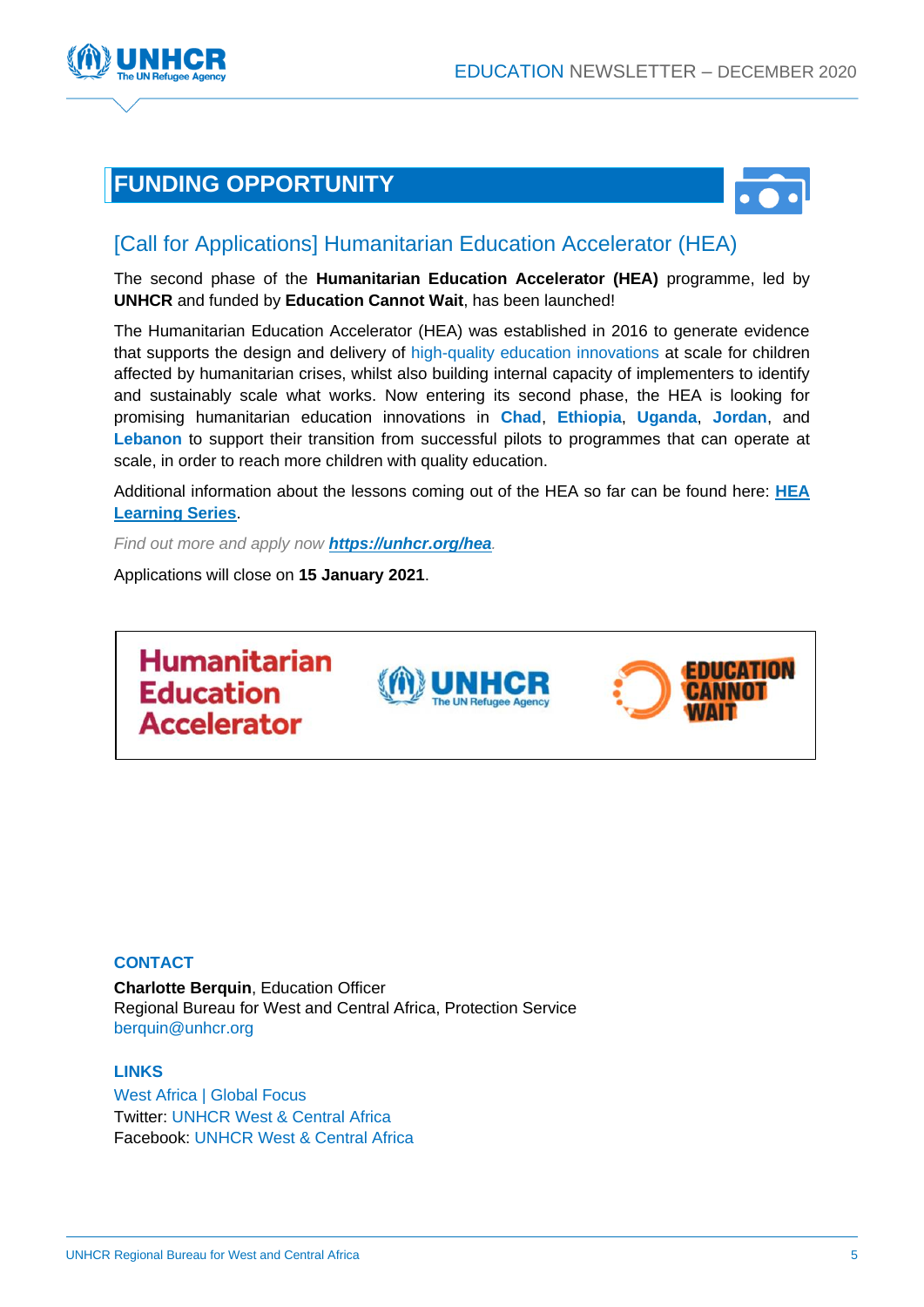## FUNDING OPPORTUNITY

### [Call for Applications] Humanitarian Education Accelerator (HEA)

The second phase of the **Humanitarian Education Accelerator (HEA)** programme, led by **UNHCR** and funded by **Education Cannot Wait**, has been launched!

The Humanitarian Education Accelerator (HEA) was established in 2016 to generate evidence that supports the design and delivery of high-quality education innovations at scale for children affected by humanitarian crises, whilst also building internal capacity of implementers to identify and sustainably scale what works. Now entering its second phase, the HEA is looking for promising humanitarian education innovations in **Chad**, **Ethiopia**, **Uganda**, **Jordan**, and **Lebanon** to support their transition from successful pilots to programmes that can operate at scale, in order to reach more children with quality education.

Additional information about the lessons coming out of the HEA so far can be found here: **HEA Learning Series**.

*Find out more and apply now* ***https://unhcr.org/hea****.*

Applications will close on **15 January 2021**.

Humanitarian Education Accelerator

UNHCR The UN Refugee Agency

EDUCATION CANNOT WAIT

**CONTACT**

**Charlotte Berquin**, Education Officer
Regional Bureau for West and Central Africa, Protection Service
berquin@unhcr.org

**LINKS**

West Africa | Global Focus
Twitter: UNHCR West & Central Africa
Facebook: UNHCR West & Central Africa